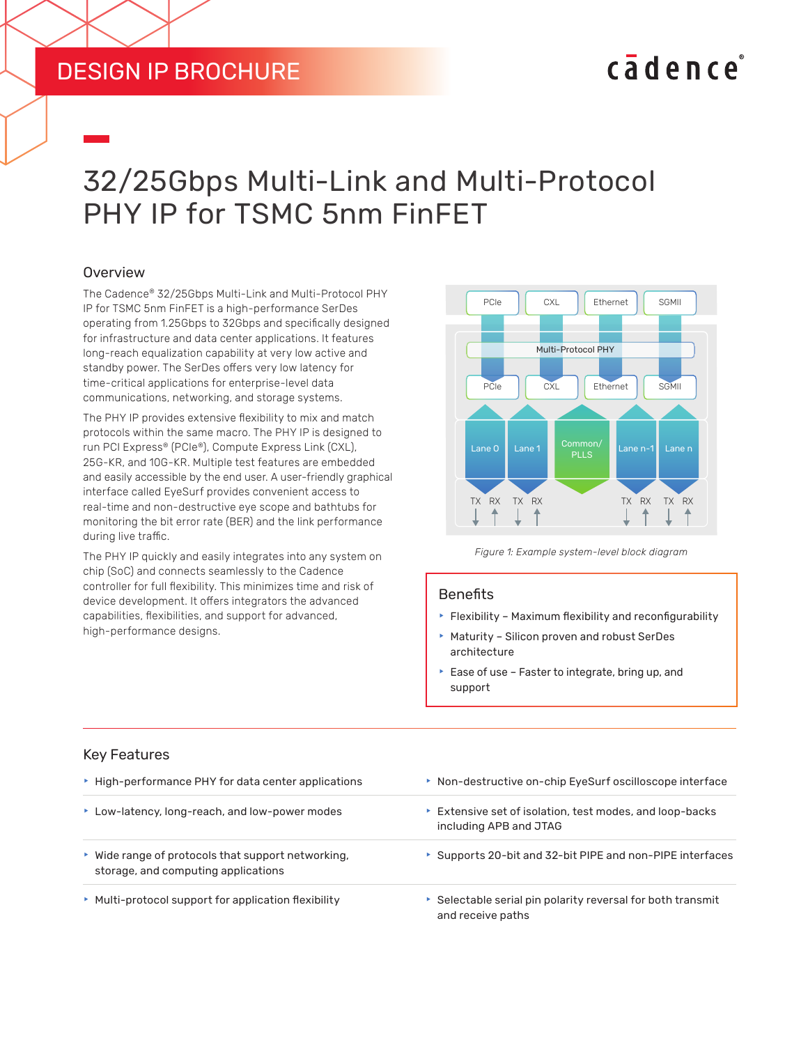DESIGN IP BROCHURE

# 32/25Gbps Multi-Link and Multi-Protocol PHY IP for TSMC 5nm FinFET

## Overview

The Cadence® 32/25Gbps Multi-Link and Multi-Protocol PHY IP for TSMC 5nm FinFET is a high-performance SerDes operating from 1.25Gbps to 32Gbps and specifically designed for infrastructure and data center applications. It features long-reach equalization capability at very low active and standby power. The SerDes offers very low latency for time-critical applications for enterprise-level data communications, networking, and storage systems.

The PHY IP provides extensive flexibility to mix and match protocols within the same macro. The PHY IP is designed to run PCI Express® (PCIe®), Compute Express Link (CXL), 25G-KR, and 10G-KR. Multiple test features are embedded and easily accessible by the end user. A user-friendly graphical interface called EyeSurf provides convenient access to real-time and non-destructive eye scope and bathtubs for monitoring the bit error rate (BER) and the link performance during live traffic.

The PHY IP quickly and easily integrates into any system on chip (SoC) and connects seamlessly to the Cadence controller for full flexibility. This minimizes time and risk of device development. It offers integrators the advanced capabilities, flexibilities, and support for advanced, high-performance designs.

*Figure 1: Example system-level block diagram*

## Benefits

- Flexibility – Maximum flexibility and reconfigurability
- Maturity – Silicon proven and robust SerDes architecture
- Ease of use – Faster to integrate, bring up, and support

## Key Features

- High-performance PHY for data center applications
- Low-latency, long-reach, and low-power modes
- Wide range of protocols that support networking, storage, and computing applications
- Multi-protocol support for application flexibility
- Non-destructive on-chip EyeSurf oscilloscope interface
- Extensive set of isolation, test modes, and loop-backs including APB and JTAG
- Supports 20-bit and 32-bit PIPE and non-PIPE interfaces
- Selectable serial pin polarity reversal for both transmit and receive paths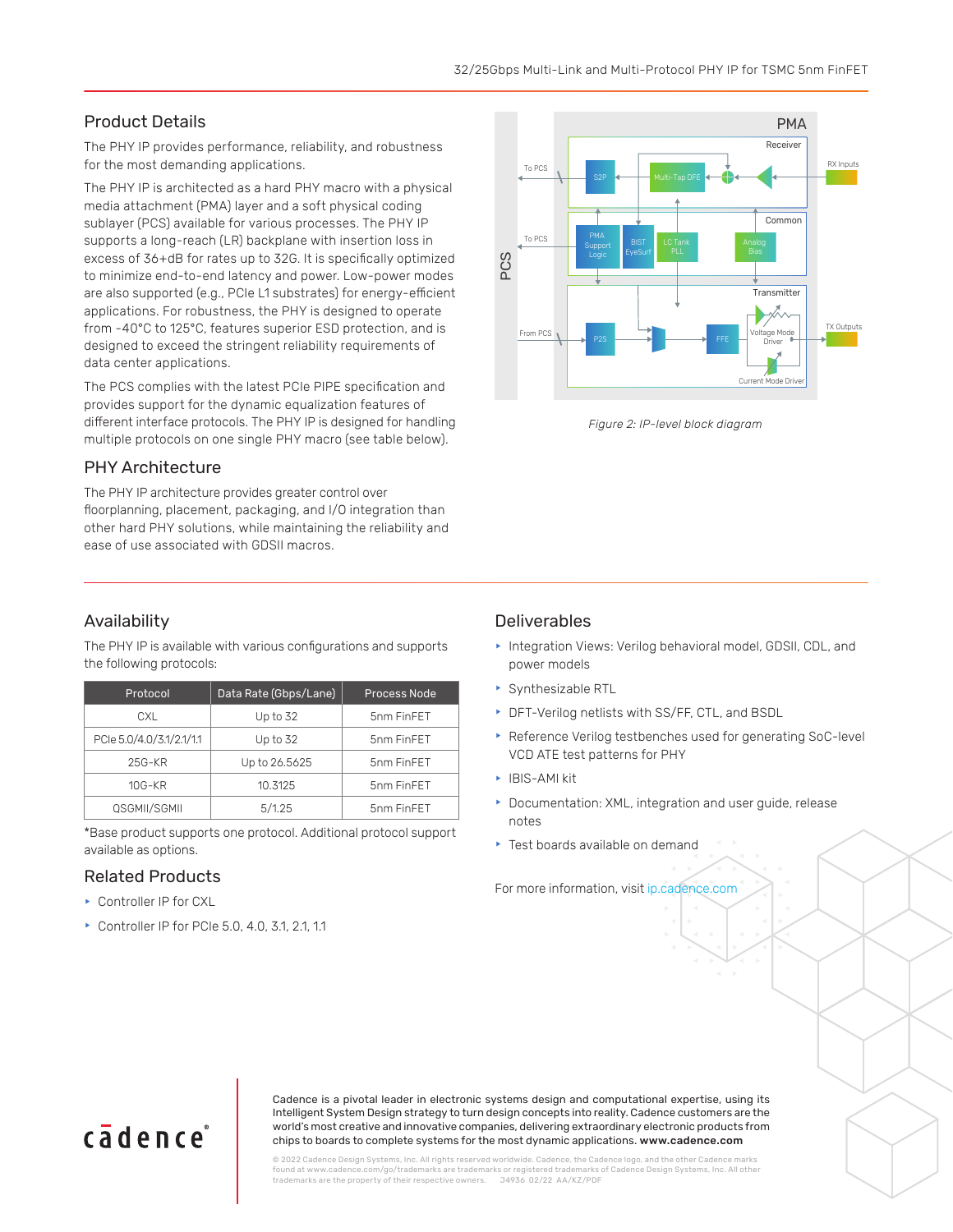## Product Details

The PHY IP provides performance, reliability, and robustness for the most demanding applications.

The PHY IP is architected as a hard PHY macro with a physical media attachment (PMA) layer and a soft physical coding sublayer (PCS) available for various processes. The PHY IP supports a long-reach (LR) backplane with insertion loss in excess of 36+dB for rates up to 32G. It is specifically optimized to minimize end-to-end latency and power. Low-power modes are also supported (e.g., PCIe L1 substrates) for energy-efficient applications. For robustness, the PHY is designed to operate from -40°C to 125°C, features superior ESD protection, and is designed to exceed the stringent reliability requirements of data center applications.

The PCS complies with the latest PCIe PIPE specification and provides support for the dynamic equalization features of different interface protocols. The PHY IP is designed for handling multiple protocols on one single PHY macro (see table below).

PMA
Receiver
RX Inputs
S2P
Multi-Tap DFE
To PCS
Common
PMA Support Logic
BIST EyeSurf
LC Tank PLL
Analog Bias
To PCS
PCS
Transmitter
From PCS
P2S
FFE
Voltage Mode Driver
TX Outputs
Current Mode Driver

*Figure 2: IP-level block diagram*

## PHY Architecture

The PHY IP architecture provides greater control over floorplanning, placement, packaging, and I/O integration than other hard PHY solutions, while maintaining the reliability and ease of use associated with GDSII macros.

## Availability

The PHY IP is available with various configurations and supports the following protocols:

| Protocol | Data Rate (Gbps/Lane) | Process Node |
|---|---|---|
| CXL | Up to 32 | 5nm FinFET |
| PCIe 5.0/4.0/3.1/2.1/1.1 | Up to 32 | 5nm FinFET |
| 25G-KR | Up to 26.5625 | 5nm FinFET |
| 10G-KR | 10.3125 | 5nm FinFET |
| QSGMII/SGMII | 5/1.25 | 5nm FinFET |

*Base product supports one protocol. Additional protocol support available as options.

## Related Products

- Controller IP for CXL
- Controller IP for PCIe 5.0, 4.0, 3.1, 2.1, 1.1

## Deliverables

- Integration Views: Verilog behavioral model, GDSII, CDL, and power models
- Synthesizable RTL
- DFT-Verilog netlists with SS/FF, CTL, and BSDL
- Reference Verilog testbenches used for generating SoC-level VCD ATE test patterns for PHY
- IBIS-AMI kit
- Documentation: XML, integration and user guide, release notes
- Test boards available on demand

For more information, visit ip.cadence.com

cadence

Cadence is a pivotal leader in electronic systems design and computational expertise, using its Intelligent System Design strategy to turn design concepts into reality. Cadence customers are the world's most creative and innovative companies, delivering extraordinary electronic products from chips to boards to complete systems for the most dynamic applications. **www.cadence.com**

© 2022 Cadence Design Systems, Inc. All rights reserved worldwide. Cadence, the Cadence logo, and the other Cadence marks found at www.cadence.com/go/trademarks are trademarks or registered trademarks of Cadence Design Systems, Inc. All other trademarks are the property of their respective owners. J4936 02/22 AA/KZ/PDF